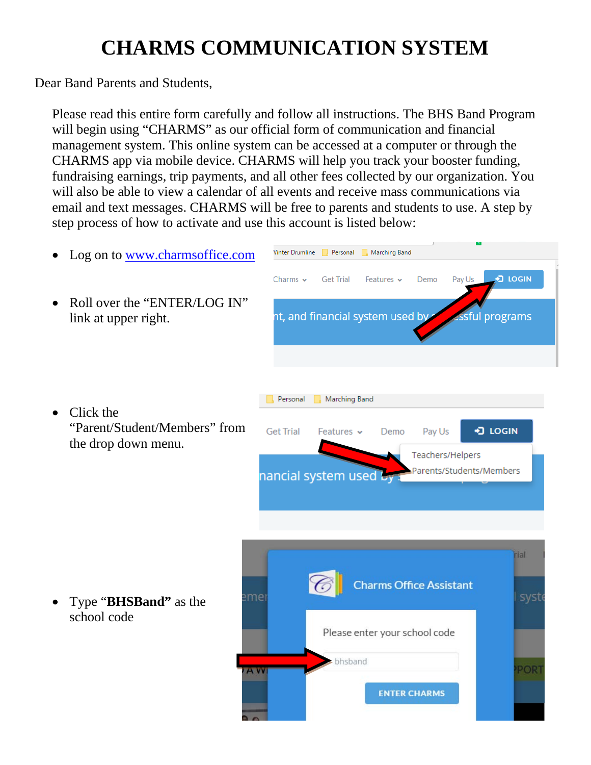# CHARMS COMMUNICATION SYSTEM

Dear Band Parents and Students,

Please read this entire form carefully and follow all instructions. The BHS Band Program will begin using "CHARMS" as our official form of communication and financial management system. This online system can be accessed at a computer or through the CHARMS app via mobile device. CHARMS will help you track your booster funding, fundraising earnings, trip payments, and all other fees collected by our organization. You will also be able to view a calendar of all events and receive mass communications via email and text messages. CHARMS will be free to parents and students to use. A step by step process of how to activate and use this account is listed below:

- Log on to [www.charmsoffice.com](http://www.charmsoffice.com)
- Roll over the "ENTER/LOG IN" link at upper right.
- Click the "Parent/Student/Members" from the drop down menu.
- Type "**BHSBand**" as the school code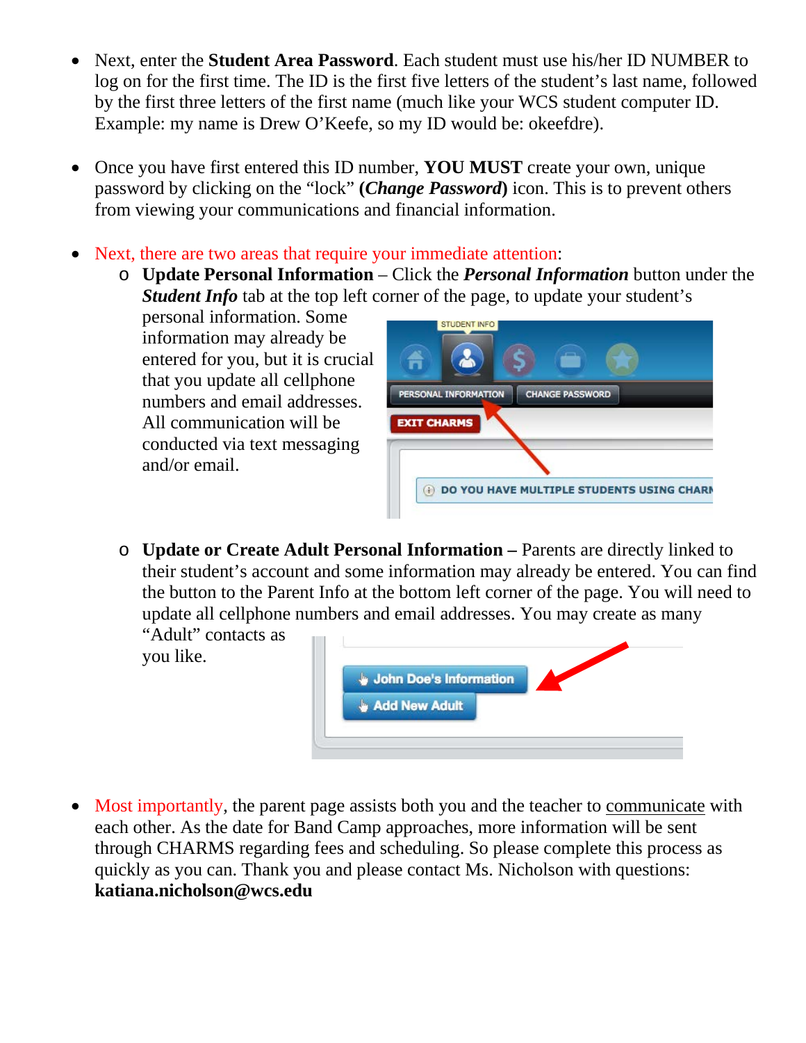- Next, enter the **Student Area Password**. Each student must use his/her ID NUMBER to log on for the first time. The ID is the first five letters of the student's last name, followed by the first three letters of the first name (much like your WCS student computer ID. Example: my name is Drew O'Keefe, so my ID would be: okeefdre).

- Once you have first entered this ID number, **YOU MUST** create your own, unique password by clicking on the "lock" **(*Change Password*)** icon. This is to prevent others from viewing your communications and financial information.

- Next, there are two areas that require your immediate attention:
  - **Update Personal Information** – Click the ***Personal Information*** button under the ***Student Info*** tab at the top left corner of the page, to update your student's personal information. Some information may already be entered for you, but it is crucial that you update all cellphone numbers and email addresses. All communication will be conducted via text messaging and/or email.
  - **Update or Create Adult Personal Information –** Parents are directly linked to their student's account and some information may already be entered. You can find the button to the Parent Info at the bottom left corner of the page. You will need to update all cellphone numbers and email addresses. You may create as many "Adult" contacts as you like.

- Most importantly, the parent page assists both you and the teacher to communicate with each other. As the date for Band Camp approaches, more information will be sent through CHARMS regarding fees and scheduling. So please complete this process as quickly as you can. Thank you and please contact Ms. Nicholson with questions: **katiana.nicholson@wcs.edu**